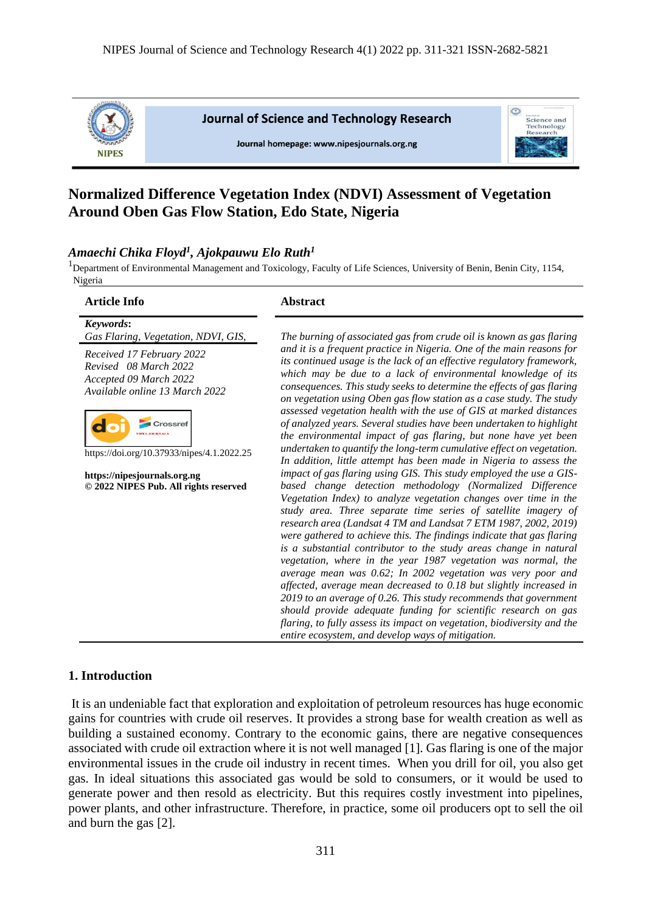# Normalized Difference Vegetation Index (NDVI) Assessment of Vegetation Around Oben Gas Flow Station, Edo State, Nigeria

***Amaechi Chika Floyd[1], Ajokpauwu Elo Ruth[1]***

[1]Department of Environmental Management and Toxicology, Faculty of Life Sciences, University of Benin, Benin City, 1154, Nigeria

## Article Info

***Keywords*:**
*Gas Flaring, Vegetation, NDVI, GIS,*

*Received 17 February 2022*
*Revised 08 March 2022*
*Accepted 09 March 2022*
*Available online 13 March 2022*

https://doi.org/10.37933/nipes/4.1.2022.25

**https://nipesjournals.org.ng**
**© 2022 NIPES Pub. All rights reserved**

## Abstract

*The burning of associated gas from crude oil is known as gas flaring and it is a frequent practice in Nigeria. One of the main reasons for its continued usage is the lack of an effective regulatory framework, which may be due to a lack of environmental knowledge of its consequences. This study seeks to determine the effects of gas flaring on vegetation using Oben gas flow station as a case study. The study assessed vegetation health with the use of GIS at marked distances of analyzed years. Several studies have been undertaken to highlight the environmental impact of gas flaring, but none have yet been undertaken to quantify the long-term cumulative effect on vegetation. In addition, little attempt has been made in Nigeria to assess the impact of gas flaring using GIS. This study employed the use a GIS-based change detection methodology (Normalized Difference Vegetation Index) to analyze vegetation changes over time in the study area. Three separate time series of satellite imagery of research area (Landsat 4 TM and Landsat 7 ETM 1987, 2002, 2019) were gathered to achieve this. The findings indicate that gas flaring is a substantial contributor to the study areas change in natural vegetation, where in the year 1987 vegetation was normal, the average mean was 0.62; In 2002 vegetation was very poor and affected, average mean decreased to 0.18 but slightly increased in 2019 to an average of 0.26. This study recommends that government should provide adequate funding for scientific research on gas flaring, to fully assess its impact on vegetation, biodiversity and the entire ecosystem, and develop ways of mitigation.*

## 1. Introduction

It is an undeniable fact that exploration and exploitation of petroleum resources has huge economic gains for countries with crude oil reserves. It provides a strong base for wealth creation as well as building a sustained economy. Contrary to the economic gains, there are negative consequences associated with crude oil extraction where it is not well managed [1]. Gas flaring is one of the major environmental issues in the crude oil industry in recent times. When you drill for oil, you also get gas. In ideal situations this associated gas would be sold to consumers, or it would be used to generate power and then resold as electricity. But this requires costly investment into pipelines, power plants, and other infrastructure. Therefore, in practice, some oil producers opt to sell the oil and burn the gas [2].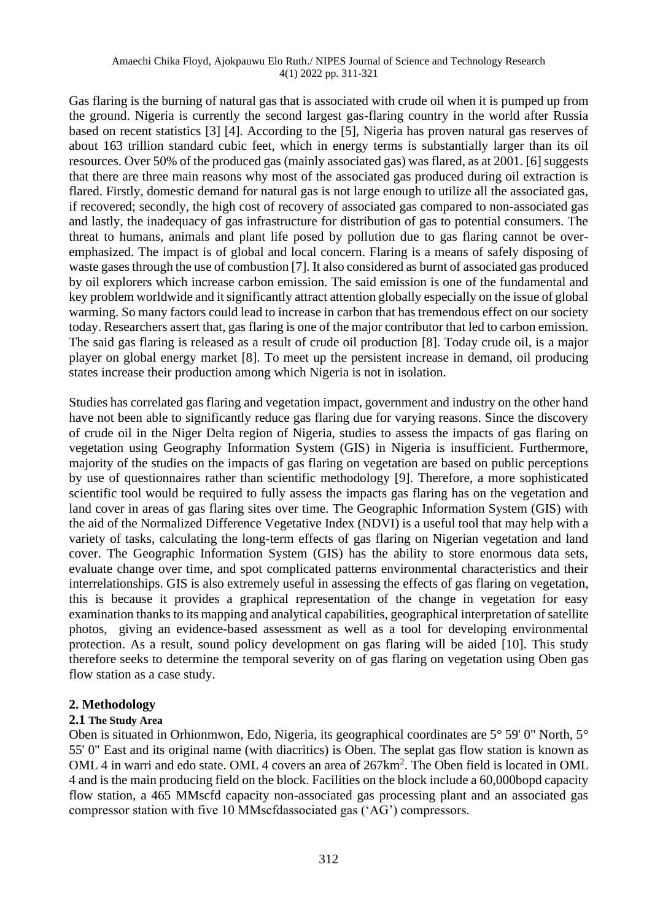Gas flaring is the burning of natural gas that is associated with crude oil when it is pumped up from the ground. Nigeria is currently the second largest gas-flaring country in the world after Russia based on recent statistics [3] [4]. According to the [5], Nigeria has proven natural gas reserves of about 163 trillion standard cubic feet, which in energy terms is substantially larger than its oil resources. Over 50% of the produced gas (mainly associated gas) was flared, as at 2001. [6] suggests that there are three main reasons why most of the associated gas produced during oil extraction is flared. Firstly, domestic demand for natural gas is not large enough to utilize all the associated gas, if recovered; secondly, the high cost of recovery of associated gas compared to non-associated gas and lastly, the inadequacy of gas infrastructure for distribution of gas to potential consumers. The threat to humans, animals and plant life posed by pollution due to gas flaring cannot be over-emphasized. The impact is of global and local concern. Flaring is a means of safely disposing of waste gases through the use of combustion [7]. It also considered as burnt of associated gas produced by oil explorers which increase carbon emission. The said emission is one of the fundamental and key problem worldwide and it significantly attract attention globally especially on the issue of global warming. So many factors could lead to increase in carbon that has tremendous effect on our society today. Researchers assert that, gas flaring is one of the major contributor that led to carbon emission. The said gas flaring is released as a result of crude oil production [8]. Today crude oil, is a major player on global energy market [8]. To meet up the persistent increase in demand, oil producing states increase their production among which Nigeria is not in isolation.

Studies has correlated gas flaring and vegetation impact, government and industry on the other hand have not been able to significantly reduce gas flaring due for varying reasons. Since the discovery of crude oil in the Niger Delta region of Nigeria, studies to assess the impacts of gas flaring on vegetation using Geography Information System (GIS) in Nigeria is insufficient. Furthermore, majority of the studies on the impacts of gas flaring on vegetation are based on public perceptions by use of questionnaires rather than scientific methodology [9]. Therefore, a more sophisticated scientific tool would be required to fully assess the impacts gas flaring has on the vegetation and land cover in areas of gas flaring sites over time. The Geographic Information System (GIS) with the aid of the Normalized Difference Vegetative Index (NDVI) is a useful tool that may help with a variety of tasks, calculating the long-term effects of gas flaring on Nigerian vegetation and land cover. The Geographic Information System (GIS) has the ability to store enormous data sets, evaluate change over time, and spot complicated patterns environmental characteristics and their interrelationships. GIS is also extremely useful in assessing the effects of gas flaring on vegetation, this is because it provides a graphical representation of the change in vegetation for easy examination thanks to its mapping and analytical capabilities, geographical interpretation of satellite photos, giving an evidence-based assessment as well as a tool for developing environmental protection. As a result, sound policy development on gas flaring will be aided [10]. This study therefore seeks to determine the temporal severity on of gas flaring on vegetation using Oben gas flow station as a case study.

## 2. Methodology

### 2.1 The Study Area

Oben is situated in Orhionmwon, Edo, Nigeria, its geographical coordinates are 5° 59' 0" North, 5° 55' 0" East and its original name (with diacritics) is Oben. The seplat gas flow station is known as OML 4 in warri and edo state. OML 4 covers an area of 267km$^2$. The Oben field is located in OML 4 and is the main producing field on the block. Facilities on the block include a 60,000bopd capacity flow station, a 465 MMscfd capacity non-associated gas processing plant and an associated gas compressor station with five 10 MMscfdassociated gas ('AG') compressors.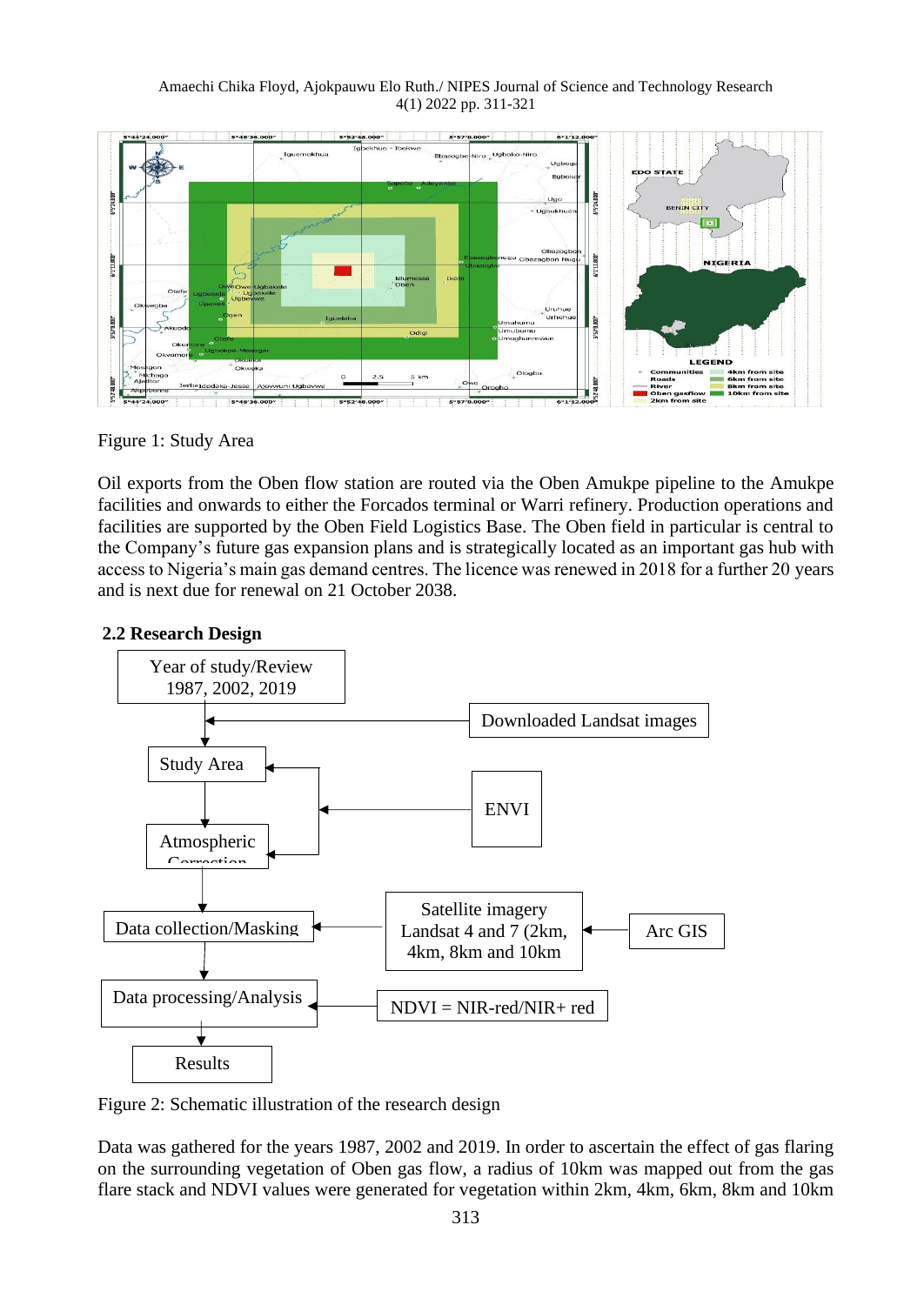Figure 1: Study Area

Oil exports from the Oben flow station are routed via the Oben Amukpe pipeline to the Amukpe facilities and onwards to either the Forcados terminal or Warri refinery. Production operations and facilities are supported by the Oben Field Logistics Base. The Oben field in particular is central to the Company's future gas expansion plans and is strategically located as an important gas hub with access to Nigeria's main gas demand centres. The licence was renewed in 2018 for a further 20 years and is next due for renewal on 21 October 2038.

### 2.2 Research Design

Figure 2: Schematic illustration of the research design

Data was gathered for the years 1987, 2002 and 2019. In order to ascertain the effect of gas flaring on the surrounding vegetation of Oben gas flow, a radius of 10km was mapped out from the gas flare stack and NDVI values were generated for vegetation within 2km, 4km, 6km, 8km and 10km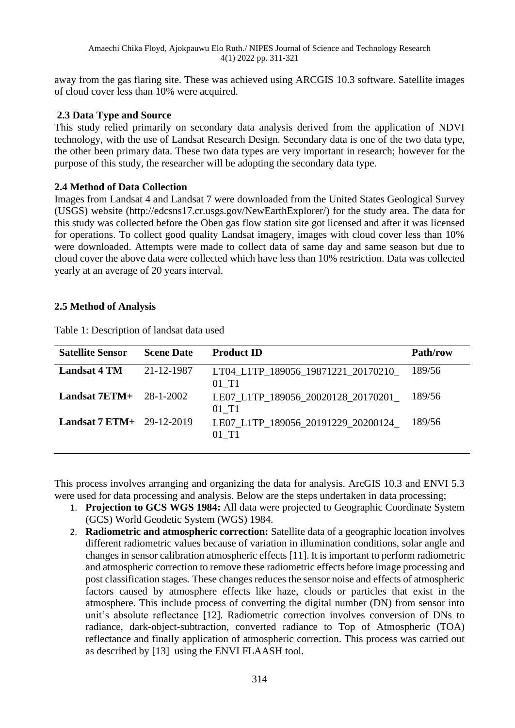away from the gas flaring site. These was achieved using ARCGIS 10.3 software. Satellite images of cloud cover less than 10% were acquired.

### 2.3 Data Type and Source

This study relied primarily on secondary data analysis derived from the application of NDVI technology, with the use of Landsat Research Design. Secondary data is one of the two data type, the other been primary data. These two data types are very important in research; however for the purpose of this study, the researcher will be adopting the secondary data type.

### 2.4 Method of Data Collection

Images from Landsat 4 and Landsat 7 were downloaded from the United States Geological Survey (USGS) website (http://edcsns17.cr.usgs.gov/NewEarthExplorer/) for the study area. The data for this study was collected before the Oben gas flow station site got licensed and after it was licensed for operations. To collect good quality Landsat imagery, images with cloud cover less than 10% were downloaded. Attempts were made to collect data of same day and same season but due to cloud cover the above data were collected which have less than 10% restriction. Data was collected yearly at an average of 20 years interval.

### 2.5 Method of Analysis

Table 1: Description of landsat data used

| Satellite Sensor | Scene Date | Product ID | Path/row |
|---|---|---|---|
| **Landsat 4 TM** | 21-12-1987 | LT04_L1TP_189056_19871221_20170210_01_T1 | 189/56 |
| **Landsat 7ETM+** | 28-1-2002 | LE07_L1TP_189056_20020128_20170201_01_T1 | 189/56 |
| **Landsat 7 ETM+** | 29-12-2019 | LE07_L1TP_189056_20191229_20200124_01_T1 | 189/56 |

This process involves arranging and organizing the data for analysis. ArcGIS 10.3 and ENVI 5.3 were used for data processing and analysis. Below are the steps undertaken in data processing;

1. **Projection to GCS WGS 1984:** All data were projected to Geographic Coordinate System (GCS) World Geodetic System (WGS) 1984.
2. **Radiometric and atmospheric correction:** Satellite data of a geographic location involves different radiometric values because of variation in illumination conditions, solar angle and changes in sensor calibration atmospheric effects [11]. It is important to perform radiometric and atmospheric correction to remove these radiometric effects before image processing and post classification stages. These changes reduces the sensor noise and effects of atmospheric factors caused by atmosphere effects like haze, clouds or particles that exist in the atmosphere. This include process of converting the digital number (DN) from sensor into unit's absolute reflectance [12]. Radiometric correction involves conversion of DNs to radiance, dark-object-subtraction, converted radiance to Top of Atmospheric (TOA) reflectance and finally application of atmospheric correction. This process was carried out as described by [13] using the ENVI FLAASH tool.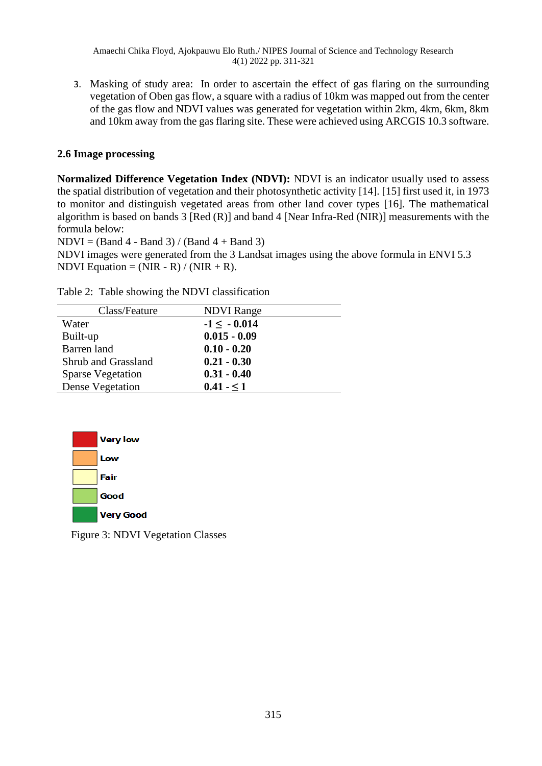3. Masking of study area: In order to ascertain the effect of gas flaring on the surrounding vegetation of Oben gas flow, a square with a radius of 10km was mapped out from the center of the gas flow and NDVI values was generated for vegetation within 2km, 4km, 6km, 8km and 10km away from the gas flaring site. These were achieved using ARCGIS 10.3 software.

## 2.6 Image processing

**Normalized Difference Vegetation Index (NDVI):** NDVI is an indicator usually used to assess the spatial distribution of vegetation and their photosynthetic activity [14]. [15] first used it, in 1973 to monitor and distinguish vegetated areas from other land cover types [16]. The mathematical algorithm is based on bands 3 [Red (R)] and band 4 [Near Infra-Red (NIR)] measurements with the formula below:

NDVI = (Band 4 - Band 3) / (Band 4 + Band 3)

NDVI images were generated from the 3 Landsat images using the above formula in ENVI 5.3

NDVI Equation = (NIR - R) / (NIR + R).

Table 2: Table showing the NDVI classification

| Class/Feature | NDVI Range |
|---|---|
| Water | **-1 ≤ - 0.014** |
| Built-up | **0.015 - 0.09** |
| Barren land | **0.10 - 0.20** |
| Shrub and Grassland | **0.21 - 0.30** |
| Sparse Vegetation | **0.31 - 0.40** |
| Dense Vegetation | **0.41 - ≤ 1** |

**Very low**
**Low**
**Fair**
**Good**
**Very Good**

Figure 3: NDVI Vegetation Classes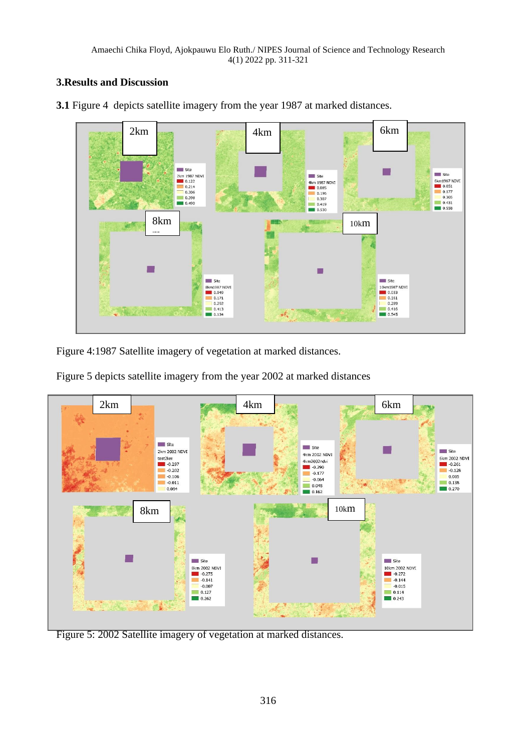## 3.Results and Discussion

**3.1** Figure 4 depicts satellite imagery from the year 1987 at marked distances.

Figure 4:1987 Satellite imagery of vegetation at marked distances.

Figure 5 depicts satellite imagery from the year 2002 at marked distances

Figure 5: 2002 Satellite imagery of vegetation at marked distances.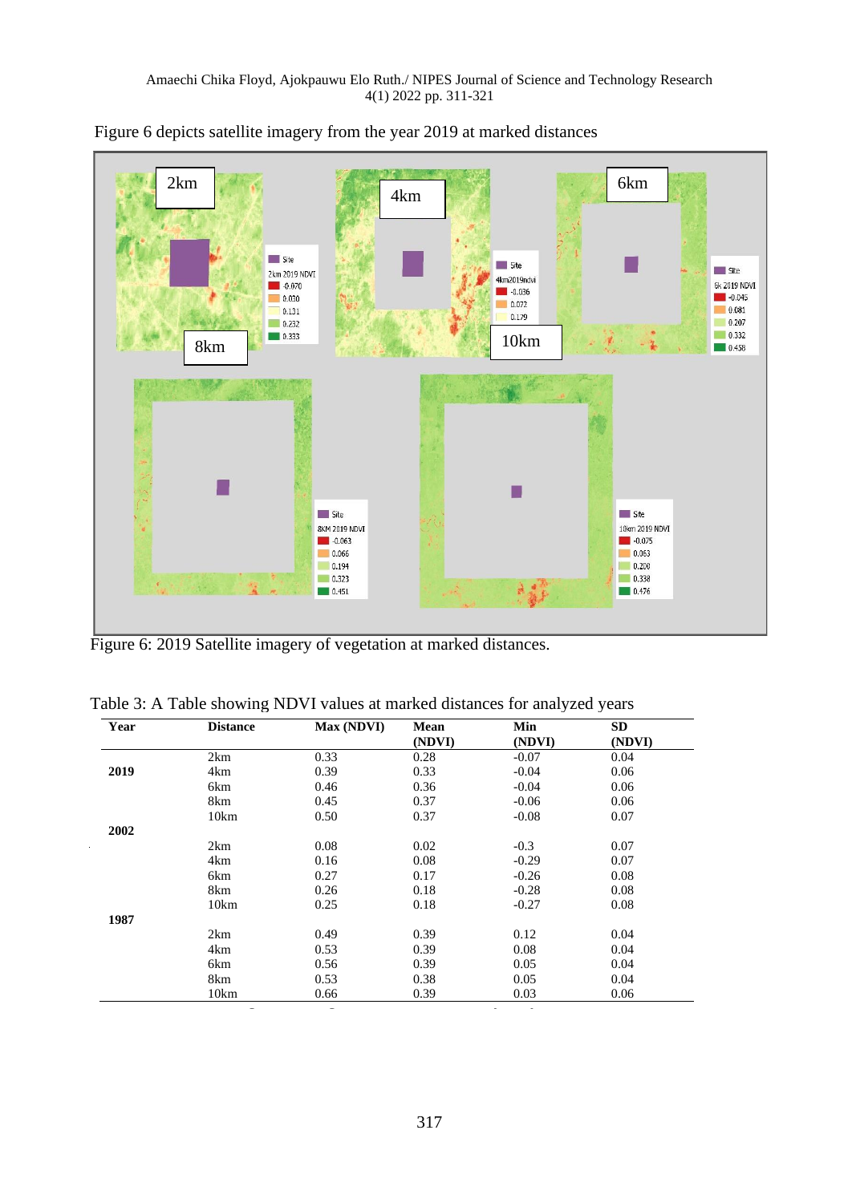Figure 6 depicts satellite imagery from the year 2019 at marked distances

Figure 6: 2019 Satellite imagery of vegetation at marked distances.

Table 3: A Table showing NDVI values at marked distances for analyzed years

| Year | Distance | Max (NDVI) | Mean (NDVI) | Min (NDVI) | SD (NDVI) |
|---|---|---|---|---|---|
| 2019 | 2km | 0.33 | 0.28 | -0.07 | 0.04 |
| | 4km | 0.39 | 0.33 | -0.04 | 0.06 |
| | 6km | 0.46 | 0.36 | -0.04 | 0.06 |
| | 8km | 0.45 | 0.37 | -0.06 | 0.06 |
| | 10km | 0.50 | 0.37 | -0.08 | 0.07 |
| 2002 | | | | | |
| | 2km | 0.08 | 0.02 | -0.3 | 0.07 |
| | 4km | 0.16 | 0.08 | -0.29 | 0.07 |
| | 6km | 0.27 | 0.17 | -0.26 | 0.08 |
| | 8km | 0.26 | 0.18 | -0.28 | 0.08 |
| | 10km | 0.25 | 0.18 | -0.27 | 0.08 |
| 1987 | | | | | |
| | 2km | 0.49 | 0.39 | 0.12 | 0.04 |
| | 4km | 0.53 | 0.39 | 0.08 | 0.04 |
| | 6km | 0.56 | 0.39 | 0.05 | 0.04 |
| | 8km | 0.53 | 0.38 | 0.05 | 0.04 |
| | 10km | 0.66 | 0.39 | 0.03 | 0.06 |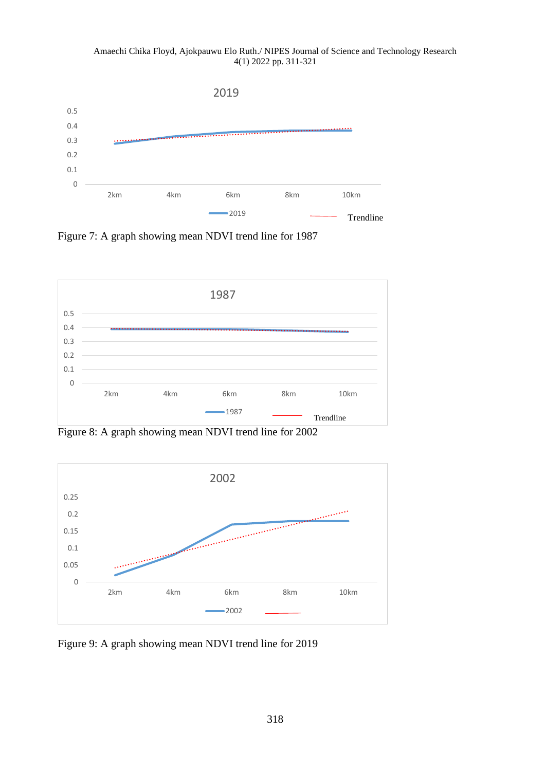Figure 7: A graph showing mean NDVI trend line for 1987

Figure 8: A graph showing mean NDVI trend line for 2002

Figure 9: A graph showing mean NDVI trend line for 2019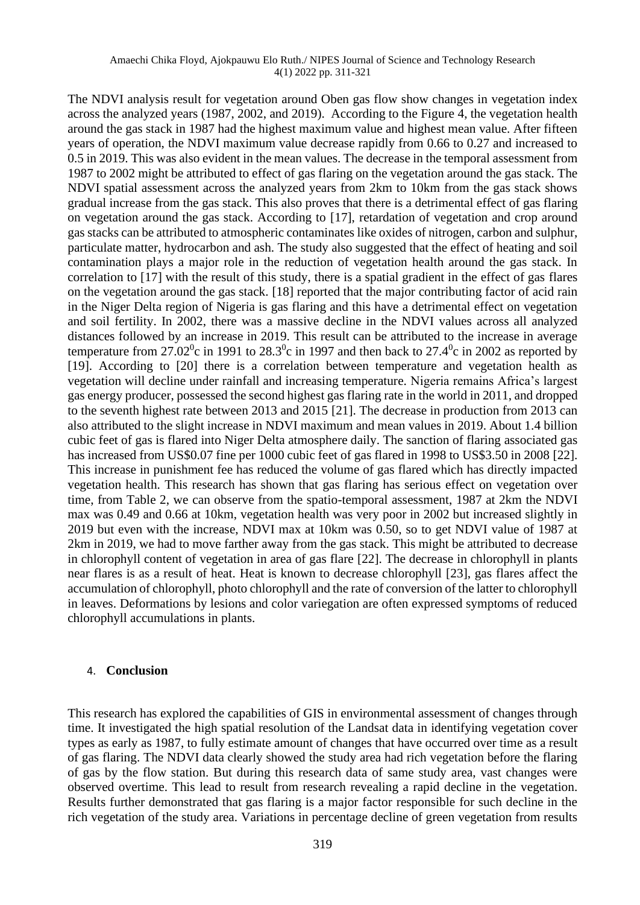The NDVI analysis result for vegetation around Oben gas flow show changes in vegetation index across the analyzed years (1987, 2002, and 2019). According to the Figure 4, the vegetation health around the gas stack in 1987 had the highest maximum value and highest mean value. After fifteen years of operation, the NDVI maximum value decrease rapidly from 0.66 to 0.27 and increased to 0.5 in 2019. This was also evident in the mean values. The decrease in the temporal assessment from 1987 to 2002 might be attributed to effect of gas flaring on the vegetation around the gas stack. The NDVI spatial assessment across the analyzed years from 2km to 10km from the gas stack shows gradual increase from the gas stack. This also proves that there is a detrimental effect of gas flaring on vegetation around the gas stack. According to [17], retardation of vegetation and crop around gas stacks can be attributed to atmospheric contaminates like oxides of nitrogen, carbon and sulphur, particulate matter, hydrocarbon and ash. The study also suggested that the effect of heating and soil contamination plays a major role in the reduction of vegetation health around the gas stack. In correlation to [17] with the result of this study, there is a spatial gradient in the effect of gas flares on the vegetation around the gas stack. [18] reported that the major contributing factor of acid rain in the Niger Delta region of Nigeria is gas flaring and this have a detrimental effect on vegetation and soil fertility. In 2002, there was a massive decline in the NDVI values across all analyzed distances followed by an increase in 2019. This result can be attributed to the increase in average temperature from $27.02^0$c in 1991 to $28.3^0$c in 1997 and then back to $27.4^0$c in 2002 as reported by [19]. According to [20] there is a correlation between temperature and vegetation health as vegetation will decline under rainfall and increasing temperature. Nigeria remains Africa's largest gas energy producer, possessed the second highest gas flaring rate in the world in 2011, and dropped to the seventh highest rate between 2013 and 2015 [21]. The decrease in production from 2013 can also attributed to the slight increase in NDVI maximum and mean values in 2019. About 1.4 billion cubic feet of gas is flared into Niger Delta atmosphere daily. The sanction of flaring associated gas has increased from US$0.07 fine per 1000 cubic feet of gas flared in 1998 to US$3.50 in 2008 [22]. This increase in punishment fee has reduced the volume of gas flared which has directly impacted vegetation health. This research has shown that gas flaring has serious effect on vegetation over time, from Table 2, we can observe from the spatio-temporal assessment, 1987 at 2km the NDVI max was 0.49 and 0.66 at 10km, vegetation health was very poor in 2002 but increased slightly in 2019 but even with the increase, NDVI max at 10km was 0.50, so to get NDVI value of 1987 at 2km in 2019, we had to move farther away from the gas stack. This might be attributed to decrease in chlorophyll content of vegetation in area of gas flare [22]. The decrease in chlorophyll in plants near flares is as a result of heat. Heat is known to decrease chlorophyll [23], gas flares affect the accumulation of chlorophyll, photo chlorophyll and the rate of conversion of the latter to chlorophyll in leaves. Deformations by lesions and color variegation are often expressed symptoms of reduced chlorophyll accumulations in plants.

## 4. Conclusion

This research has explored the capabilities of GIS in environmental assessment of changes through time. It investigated the high spatial resolution of the Landsat data in identifying vegetation cover types as early as 1987, to fully estimate amount of changes that have occurred over time as a result of gas flaring. The NDVI data clearly showed the study area had rich vegetation before the flaring of gas by the flow station. But during this research data of same study area, vast changes were observed overtime. This lead to result from research revealing a rapid decline in the vegetation. Results further demonstrated that gas flaring is a major factor responsible for such decline in the rich vegetation of the study area. Variations in percentage decline of green vegetation from results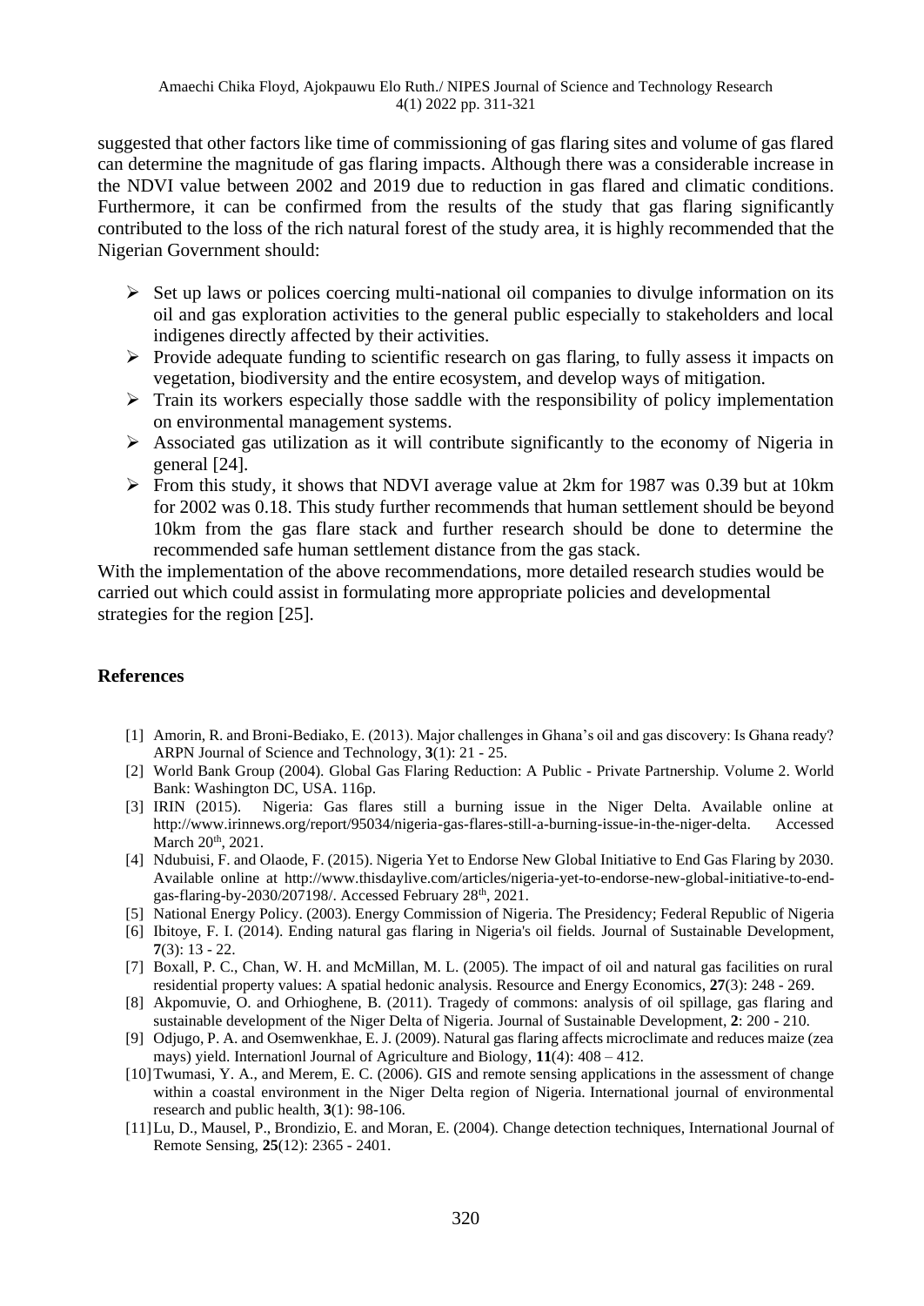suggested that other factors like time of commissioning of gas flaring sites and volume of gas flared can determine the magnitude of gas flaring impacts. Although there was a considerable increase in the NDVI value between 2002 and 2019 due to reduction in gas flared and climatic conditions. Furthermore, it can be confirmed from the results of the study that gas flaring significantly contributed to the loss of the rich natural forest of the study area, it is highly recommended that the Nigerian Government should:

- Set up laws or polices coercing multi-national oil companies to divulge information on its oil and gas exploration activities to the general public especially to stakeholders and local indigenes directly affected by their activities.
- Provide adequate funding to scientific research on gas flaring, to fully assess it impacts on vegetation, biodiversity and the entire ecosystem, and develop ways of mitigation.
- Train its workers especially those saddle with the responsibility of policy implementation on environmental management systems.
- Associated gas utilization as it will contribute significantly to the economy of Nigeria in general [24].
- From this study, it shows that NDVI average value at 2km for 1987 was 0.39 but at 10km for 2002 was 0.18. This study further recommends that human settlement should be beyond 10km from the gas flare stack and further research should be done to determine the recommended safe human settlement distance from the gas stack.

With the implementation of the above recommendations, more detailed research studies would be carried out which could assist in formulating more appropriate policies and developmental strategies for the region [25].

## References

[1] Amorin, R. and Broni-Bediako, E. (2013). Major challenges in Ghana's oil and gas discovery: Is Ghana ready? ARPN Journal of Science and Technology, **3**(1): 21 - 25.

[2] World Bank Group (2004). Global Gas Flaring Reduction: A Public - Private Partnership. Volume 2. World Bank: Washington DC, USA. 116p.

[3] IRIN (2015). Nigeria: Gas flares still a burning issue in the Niger Delta. Available online at http://www.irinnews.org/report/95034/nigeria-gas-flares-still-a-burning-issue-in-the-niger-delta. Accessed March 20th, 2021.

[4] Ndubuisi, F. and Olaode, F. (2015). Nigeria Yet to Endorse New Global Initiative to End Gas Flaring by 2030. Available online at http://www.thisdaylive.com/articles/nigeria-yet-to-endorse-new-global-initiative-to-end-gas-flaring-by-2030/207198/. Accessed February 28th, 2021.

[5] National Energy Policy. (2003). Energy Commission of Nigeria. The Presidency; Federal Republic of Nigeria

[6] Ibitoye, F. I. (2014). Ending natural gas flaring in Nigeria's oil fields. Journal of Sustainable Development, **7**(3): 13 - 22.

[7] Boxall, P. C., Chan, W. H. and McMillan, M. L. (2005). The impact of oil and natural gas facilities on rural residential property values: A spatial hedonic analysis. Resource and Energy Economics, **27**(3): 248 - 269.

[8] Akpomuvie, O. and Orhioghene, B. (2011). Tragedy of commons: analysis of oil spillage, gas flaring and sustainable development of the Niger Delta of Nigeria. Journal of Sustainable Development, **2**: 200 - 210.

[9] Odjugo, P. A. and Osemwenkhae, E. J. (2009). Natural gas flaring affects microclimate and reduces maize (zea mays) yield. Internationl Journal of Agriculture and Biology, **11**(4): 408 – 412.

[10] Twumasi, Y. A., and Merem, E. C. (2006). GIS and remote sensing applications in the assessment of change within a coastal environment in the Niger Delta region of Nigeria. International journal of environmental research and public health, **3**(1): 98-106.

[11] Lu, D., Mausel, P., Brondizio, E. and Moran, E. (2004). Change detection techniques, International Journal of Remote Sensing, **25**(12): 2365 - 2401.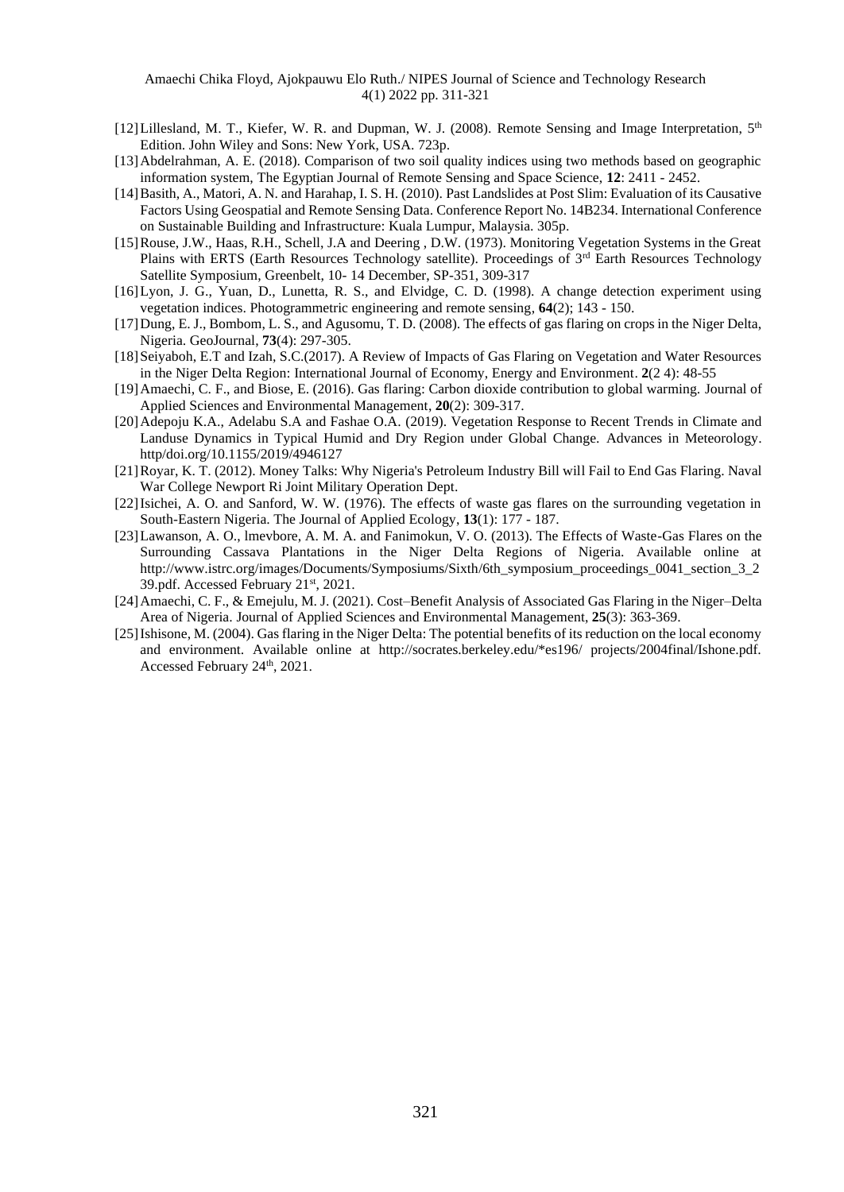[12] Lillesland, M. T., Kiefer, W. R. and Dupman, W. J. (2008). Remote Sensing and Image Interpretation, 5th Edition. John Wiley and Sons: New York, USA. 723p.

[13] Abdelrahman, A. E. (2018). Comparison of two soil quality indices using two methods based on geographic information system, The Egyptian Journal of Remote Sensing and Space Science, **12**: 2411 - 2452.

[14] Basith, A., Matori, A. N. and Harahap, I. S. H. (2010). Past Landslides at Post Slim: Evaluation of its Causative Factors Using Geospatial and Remote Sensing Data. Conference Report No. 14B234. International Conference on Sustainable Building and Infrastructure: Kuala Lumpur, Malaysia. 305p.

[15] Rouse, J.W., Haas, R.H., Schell, J.A and Deering , D.W. (1973). Monitoring Vegetation Systems in the Great Plains with ERTS (Earth Resources Technology satellite). Proceedings of 3rd Earth Resources Technology Satellite Symposium, Greenbelt, 10- 14 December, SP-351, 309-317

[16] Lyon, J. G., Yuan, D., Lunetta, R. S., and Elvidge, C. D. (1998). A change detection experiment using vegetation indices. Photogrammetric engineering and remote sensing, **64**(2); 143 - 150.

[17] Dung, E. J., Bombom, L. S., and Agusomu, T. D. (2008). The effects of gas flaring on crops in the Niger Delta, Nigeria. GeoJournal, **73**(4): 297-305.

[18] Seiyaboh, E.T and Izah, S.C.(2017). A Review of Impacts of Gas Flaring on Vegetation and Water Resources in the Niger Delta Region: International Journal of Economy, Energy and Environment. **2**(2 4): 48-55

[19] Amaechi, C. F., and Biose, E. (2016). Gas flaring: Carbon dioxide contribution to global warming. Journal of Applied Sciences and Environmental Management, **20**(2): 309-317.

[20] Adepoju K.A., Adelabu S.A and Fashae O.A. (2019). Vegetation Response to Recent Trends in Climate and Landuse Dynamics in Typical Humid and Dry Region under Global Change. Advances in Meteorology. http/doi.org/10.1155/2019/4946127

[21] Royar, K. T. (2012). Money Talks: Why Nigeria's Petroleum Industry Bill will Fail to End Gas Flaring. Naval War College Newport Ri Joint Military Operation Dept.

[22] Isichei, A. O. and Sanford, W. W. (1976). The effects of waste gas flares on the surrounding vegetation in South-Eastern Nigeria. The Journal of Applied Ecology, **13**(1): 177 - 187.

[23] Lawanson, A. O., lmevbore, A. M. A. and Fanimokun, V. O. (2013). The Effects of Waste-Gas Flares on the Surrounding Cassava Plantations in the Niger Delta Regions of Nigeria. Available online at http://www.istrc.org/images/Documents/Symposiums/Sixth/6th_symposium_proceedings_0041_section_3_239.pdf. Accessed February 21st, 2021.

[24] Amaechi, C. F., & Emejulu, M. J. (2021). Cost–Benefit Analysis of Associated Gas Flaring in the Niger–Delta Area of Nigeria. Journal of Applied Sciences and Environmental Management, **25**(3): 363-369.

[25] Ishisone, M. (2004). Gas flaring in the Niger Delta: The potential benefits of its reduction on the local economy and environment. Available online at http://socrates.berkeley.edu/*es196/ projects/2004final/Ishone.pdf. Accessed February 24th, 2021.